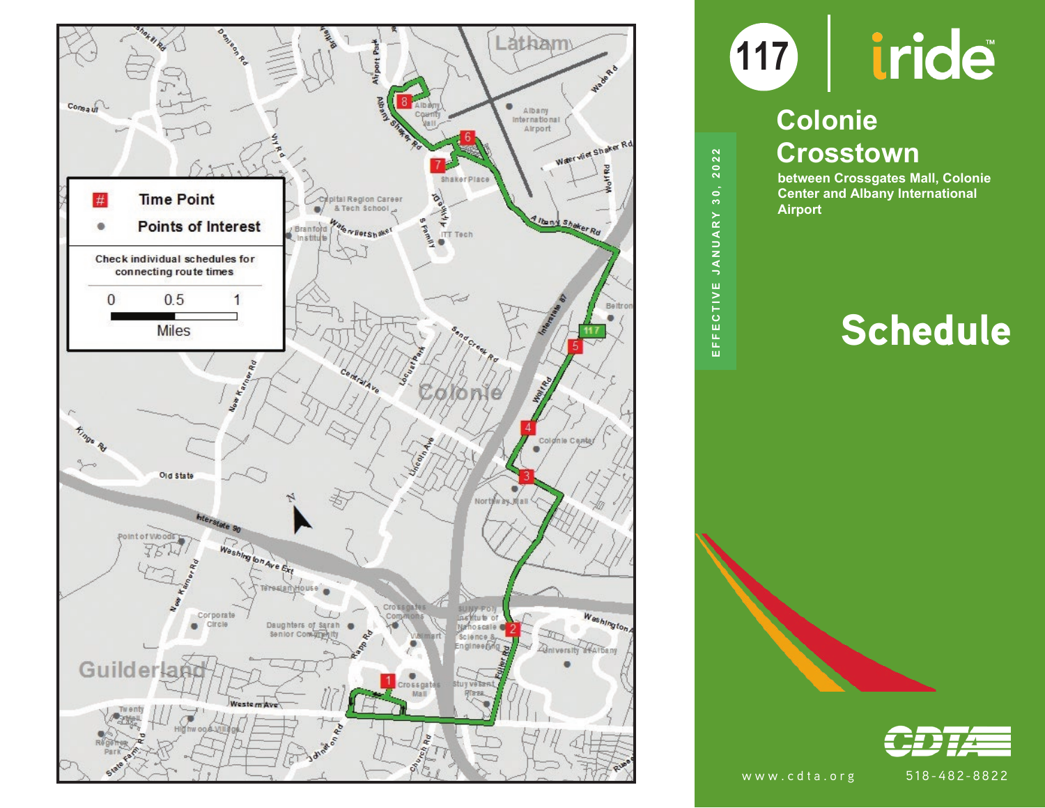# 117 | iride™

## Colonie Crosstown

**between Crossgates Mall, Colonie Center and Albany International Airport**

EFFECTIVE JANUARY 30, 2022

# Schedule

| # | Time Point |
|---|---|
| ● | Points of Interest |

Check individual schedules for connecting route times

0 0.5 1

Miles

CDTA

www.cdta.org

518-482-8822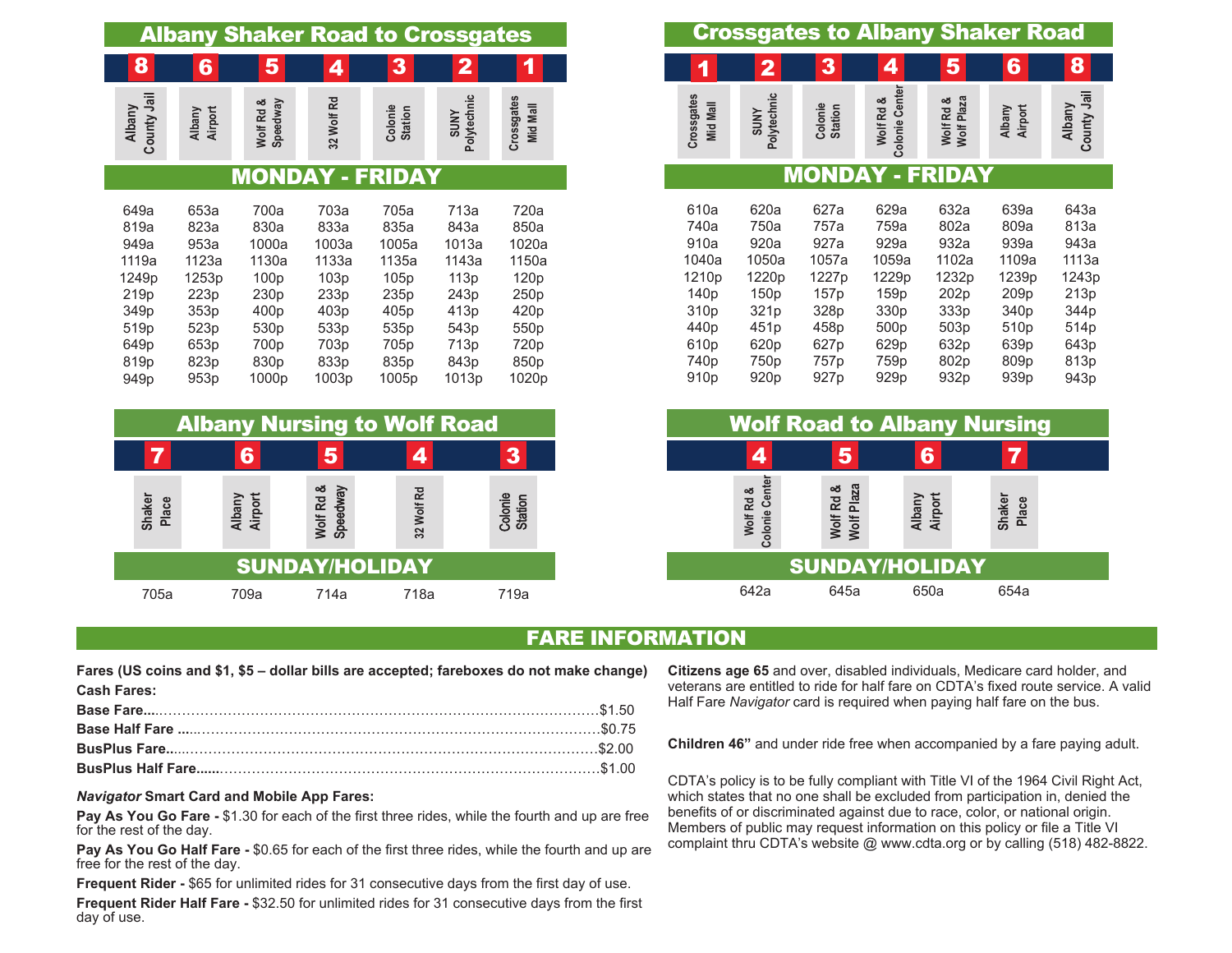## Albany Shaker Road to Crossgates

### MONDAY - FRIDAY

| 8 Albany County Jail | 6 Albany Airport | 5 Wolf Rd & Speedway | 4 32 Wolf Rd | 3 Colonie Station | 2 SUNY Polytechnic | 1 Crossgates Mid Mall |
|---|---|---|---|---|---|---|
| 649a | 653a | 700a | 703a | 705a | 713a | 720a |
| 819a | 823a | 830a | 833a | 835a | 843a | 850a |
| 949a | 953a | 1000a | 1003a | 1005a | 1013a | 1020a |
| 1119a | 1123a | 1130a | 1133a | 1135a | 1143a | 1150a |
| 1249p | 1253p | 100p | 103p | 105p | 113p | 120p |
| 219p | 223p | 230p | 233p | 235p | 243p | 250p |
| 349p | 353p | 400p | 403p | 405p | 413p | 420p |
| 519p | 523p | 530p | 533p | 535p | 543p | 550p |
| 649p | 653p | 700p | 703p | 705p | 713p | 720p |
| 819p | 823p | 830p | 833p | 835p | 843p | 850p |
| 949p | 953p | 1000p | 1003p | 1005p | 1013p | 1020p |

## Crossgates to Albany Shaker Road

### MONDAY - FRIDAY

| 1 Crossgates Mid Mall | 2 SUNY Polytechnic | 3 Colonie Station | 4 Wolf Rd & Colonie Center | 5 Wolf Rd & Wolf Plaza | 6 Albany Airport | 8 Albany County Jail |
|---|---|---|---|---|---|---|
| 610a | 620a | 627a | 629a | 632a | 639a | 643a |
| 740a | 750a | 757a | 759a | 802a | 809a | 813a |
| 910a | 920a | 927a | 929a | 932a | 939a | 943a |
| 1040a | 1050a | 1057a | 1059a | 1102a | 1109a | 1113a |
| 1210p | 1220p | 1227p | 1229p | 1232p | 1239p | 1243p |
| 140p | 150p | 157p | 159p | 202p | 209p | 213p |
| 310p | 321p | 328p | 330p | 333p | 340p | 344p |
| 440p | 451p | 458p | 500p | 503p | 510p | 514p |
| 610p | 620p | 627p | 629p | 632p | 639p | 643p |
| 740p | 750p | 757p | 759p | 802p | 809p | 813p |
| 910p | 920p | 927p | 929p | 932p | 939p | 943p |

## Albany Nursing to Wolf Road

### SUNDAY/HOLIDAY

| 7 Shaker Place | 6 Albany Airport | 5 Wolf Rd & Speedway | 4 32 Wolf Rd | 3 Colonie Station |
|---|---|---|---|---|
| 705a | 709a | 714a | 718a | 719a |

## Wolf Road to Albany Nursing

### SUNDAY/HOLIDAY

| 4 Wolf Rd & Colonie Center | 5 Wolf Rd & Wolf Plaza | 6 Albany Airport | 7 Shaker Place |
|---|---|---|---|
| 642a | 645a | 650a | 654a |

## FARE INFORMATION

**Fares (US coins and $1, $5 – dollar bills are accepted; fareboxes do not make change)**

**Cash Fares:**

**Base Fare**....................$1.50

**Base Half Fare** ....................$0.75

**BusPlus Fare**....................$2.00

**BusPlus Half Fare**......................$1.00

***Navigator* Smart Card and Mobile App Fares:**

**Pay As You Go Fare -** $1.30 for each of the first three rides, while the fourth and up are free for the rest of the day.

**Pay As You Go Half Fare -** $0.65 for each of the first three rides, while the fourth and up are free for the rest of the day.

**Frequent Rider -** $65 for unlimited rides for 31 consecutive days from the first day of use.

**Frequent Rider Half Fare -** $32.50 for unlimited rides for 31 consecutive days from the first day of use.

**Citizens age 65** and over, disabled individuals, Medicare card holder, and veterans are entitled to ride for half fare on CDTA's fixed route service. A valid Half Fare *Navigator* card is required when paying half fare on the bus.

**Children 46"** and under ride free when accompanied by a fare paying adult.

CDTA's policy is to be fully compliant with Title VI of the 1964 Civil Right Act, which states that no one shall be excluded from participation in, denied the benefits of or discriminated against due to race, color, or national origin. Members of public may request information on this policy or file a Title VI complaint thru CDTA's website @ www.cdta.org or by calling (518) 482-8822.